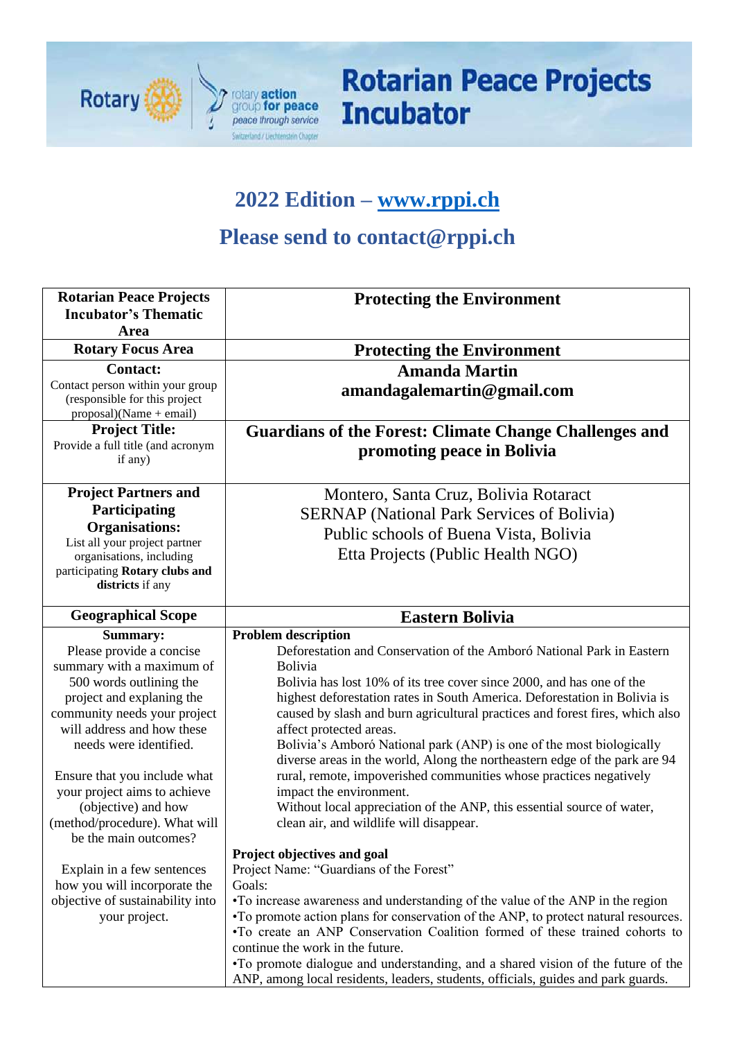# Rotarian Peace Projects Incubator

## 2022 Edition – www.rppi.ch

## Please send to contact@rppi.ch

| Field | Details |
|---|---|
| **Rotarian Peace Projects Incubator's Thematic Area** | **Protecting the Environment** |
| **Rotary Focus Area** | **Protecting the Environment** |
| **Contact:** Contact person within your group (responsible for this project proposal)(Name + email) | **Amanda Martin** **amandagalemartin@gmail.com** |
| **Project Title:** Provide a full title (and acronym if any) | **Guardians of the Forest: Climate Change Challenges and promoting peace in Bolivia** |
| **Project Partners and Participating Organisations:** List all your project partner organisations, including participating **Rotary clubs and districts** if any | Montero, Santa Cruz, Bolivia Rotaract<br>SERNAP (National Park Services of Bolivia)<br>Public schools of Buena Vista, Bolivia<br>Etta Projects (Public Health NGO) |
| **Geographical Scope** | **Eastern Bolivia** |
| **Summary:** Please provide a concise summary with a maximum of 500 words outlining the project and explaining the community needs your project will address and how these needs were identified.<br><br>Ensure that you include what your project aims to achieve (objective) and how (method/procedure). What will be the main outcomes?<br><br>Explain in a few sentences how you will incorporate the objective of sustainability into your project. | **Problem description**<br>Deforestation and Conservation of the Amboró National Park in Eastern Bolivia<br>Bolivia has lost 10% of its tree cover since 2000, and has one of the highest deforestation rates in South America. Deforestation in Bolivia is caused by slash and burn agricultural practices and forest fires, which also affect protected areas.<br>Bolivia's Amboró National park (ANP) is one of the most biologically diverse areas in the world, Along the northeastern edge of the park are 94 rural, remote, impoverished communities whose practices negatively impact the environment.<br>Without local appreciation of the ANP, this essential source of water, clean air, and wildlife will disappear.<br><br>**Project objectives and goal**<br>Project Name: "Guardians of the Forest"<br>Goals:<br>•To increase awareness and understanding of the value of the ANP in the region<br>•To promote action plans for conservation of the ANP, to protect natural resources.<br>•To create an ANP Conservation Coalition formed of these trained cohorts to continue the work in the future.<br>•To promote dialogue and understanding, and a shared vision of the future of the ANP, among local residents, leaders, students, officials, guides and park guards. |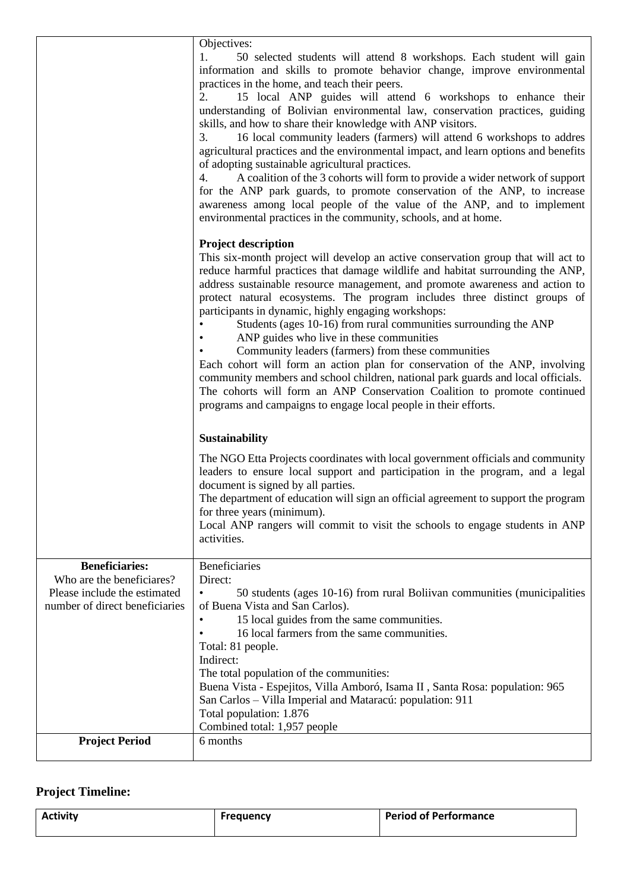| | |
|---|---|
| | Objectives:<br>1. 50 selected students will attend 8 workshops. Each student will gain information and skills to promote behavior change, improve environmental practices in the home, and teach their peers.<br>2. 15 local ANP guides will attend 6 workshops to enhance their understanding of Bolivian environmental law, conservation practices, guiding skills, and how to share their knowledge with ANP visitors.<br>3. 16 local community leaders (farmers) will attend 6 workshops to addres agricultural practices and the environmental impact, and learn options and benefits of adopting sustainable agricultural practices.<br>4. A coalition of the 3 cohorts will form to provide a wider network of support for the ANP park guards, to promote conservation of the ANP, to increase awareness among local people of the value of the ANP, and to implement environmental practices in the community, schools, and at home.<br><br>**Project description**<br>This six-month project will develop an active conservation group that will act to reduce harmful practices that damage wildlife and habitat surrounding the ANP, address sustainable resource management, and promote awareness and action to protect natural ecosystems. The program includes three distinct groups of participants in dynamic, highly engaging workshops:<br>• Students (ages 10-16) from rural communities surrounding the ANP<br>• ANP guides who live in these communities<br>• Community leaders (farmers) from these communities<br>Each cohort will form an action plan for conservation of the ANP, involving community members and school children, national park guards and local officials. The cohorts will form an ANP Conservation Coalition to promote continued programs and campaigns to engage local people in their efforts.<br><br>**Sustainability**<br>The NGO Etta Projects coordinates with local government officials and community leaders to ensure local support and participation in the program, and a legal document is signed by all parties.<br>The department of education will sign an official agreement to support the program for three years (minimum).<br>Local ANP rangers will commit to visit the schools to engage students in ANP activities. |
| **Beneficiaries:**<br>Who are the beneficiares?<br>Please include the estimated number of direct beneficiaries | Beneficiaries<br>Direct:<br>• 50 students (ages 10-16) from rural Boliivan communities (municipalities of Buena Vista and San Carlos).<br>• 15 local guides from the same communities.<br>• 16 local farmers from the same communities.<br>Total: 81 people.<br>Indirect:<br>The total population of the communities:<br>Buena Vista - Espejitos, Villa Amboró, Isama II , Santa Rosa: population: 965<br>San Carlos – Villa Imperial and Mataracú: population: 911<br>Total population: 1.876<br>Combined total: 1,957 people |
| **Project Period** | 6 months |

## Project Timeline:

| Activity | Frequency | Period of Performance |
|---|---|---|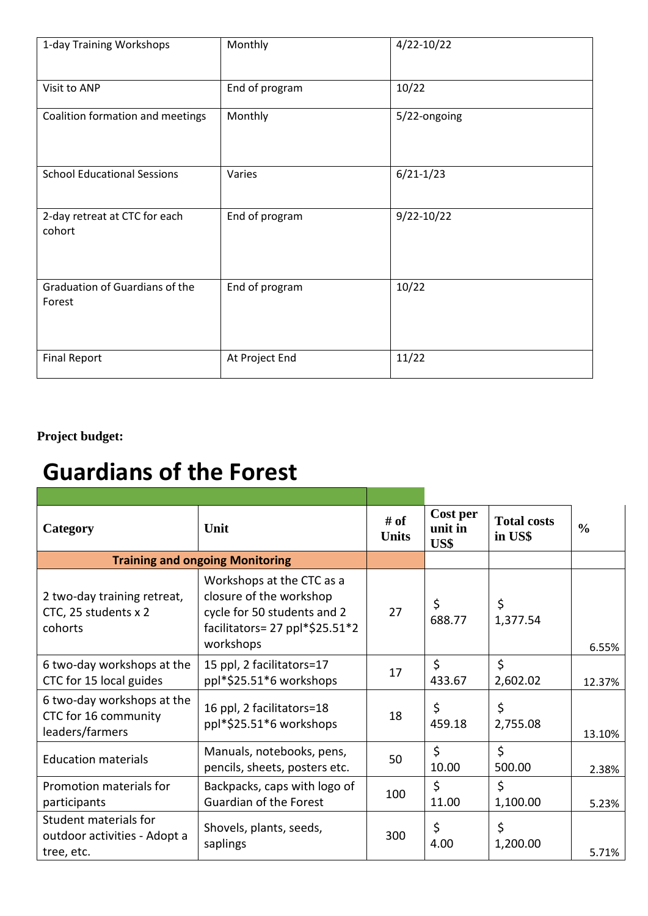| 1-day Training Workshops | Monthly | 4/22-10/22 |
|---|---|---|
| Visit to ANP | End of program | 10/22 |
| Coalition formation and meetings | Monthly | 5/22-ongoing |
| School Educational Sessions | Varies | 6/21-1/23 |
| 2-day retreat at CTC for each cohort | End of program | 9/22-10/22 |
| Graduation of Guardians of the Forest | End of program | 10/22 |
| Final Report | At Project End | 11/22 |

**Project budget:**

# Guardians of the Forest

| Category | Unit | # of Units | Cost per unit in US$ | Total costs in US$ | % |
|---|---|---|---|---|---|
| **Training and ongoing Monitoring** | | | | | |
| 2 two-day training retreat, CTC, 25 students x 2 cohorts | Workshops at the CTC as a closure of the workshop cycle for 50 students and 2 facilitators= 27 ppl*$25.51*2 workshops | 27 | $ 688.77 | $ 1,377.54 | 6.55% |
| 6 two-day workshops at the CTC for 15 local guides | 15 ppl, 2 facilitators=17 ppl*$25.51*6 workshops | 17 | $ 433.67 | $ 2,602.02 | 12.37% |
| 6 two-day workshops at the CTC for 16 community leaders/farmers | 16 ppl, 2 facilitators=18 ppl*$25.51*6 workshops | 18 | $ 459.18 | $ 2,755.08 | 13.10% |
| Education materials | Manuals, notebooks, pens, pencils, sheets, posters etc. | 50 | $ 10.00 | $ 500.00 | 2.38% |
| Promotion materials for participants | Backpacks, caps with logo of Guardian of the Forest | 100 | $ 11.00 | $ 1,100.00 | 5.23% |
| Student materials for outdoor activities - Adopt a tree, etc. | Shovels, plants, seeds, saplings | 300 | $ 4.00 | $ 1,200.00 | 5.71% |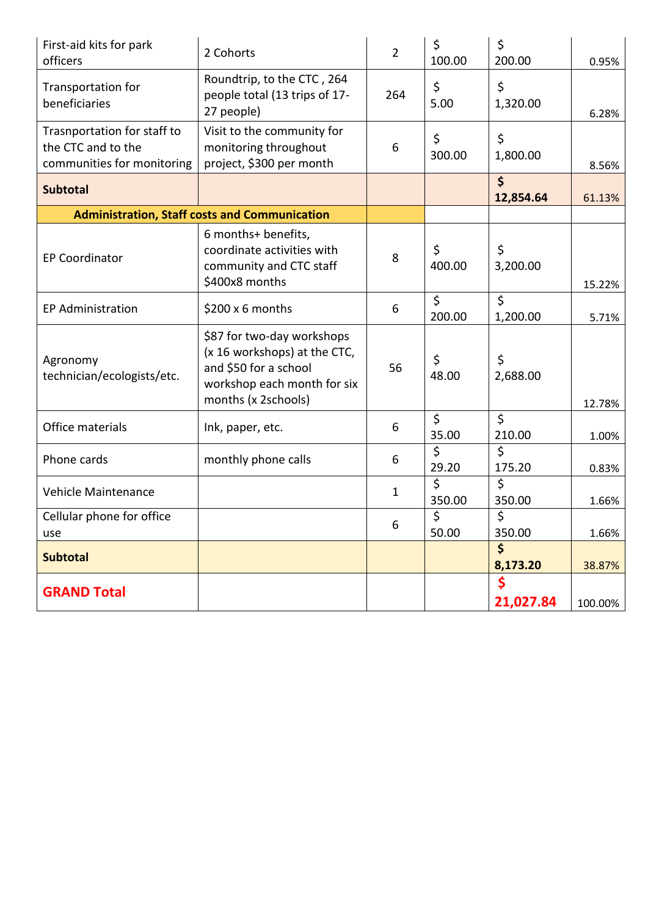| | | | | | |
|---|---|---|---|---|---|
| First-aid kits for park officers | 2 Cohorts | 2 | $ 100.00 | $ 200.00 | 0.95% |
| Transportation for beneficiaries | Roundtrip, to the CTC , 264 people total (13 trips of 17-27 people) | 264 | $ 5.00 | $ 1,320.00 | 6.28% |
| Trasnportation for staff to the CTC and to the communities for monitoring | Visit to the community for monitoring throughout project, $300 per month | 6 | $ 300.00 | $ 1,800.00 | 8.56% |
| **Subtotal** | | | | **$ 12,854.64** | 61.13% |
| **Administration, Staff costs and Communication** | | | | | |
| EP Coordinator | 6 months+ benefits, coordinate activities with community and CTC staff $400x8 months | 8 | $ 400.00 | $ 3,200.00 | 15.22% |
| EP Administration | $200 x 6 months | 6 | $ 200.00 | $ 1,200.00 | 5.71% |
| Agronomy technician/ecologists/etc. | $87 for two-day workshops (x 16 workshops) at the CTC, and $50 for a school workshop each month for six months (x 2schools) | 56 | $ 48.00 | $ 2,688.00 | 12.78% |
| Office materials | Ink, paper, etc. | 6 | $ 35.00 | $ 210.00 | 1.00% |
| Phone cards | monthly phone calls | 6 | $ 29.20 | $ 175.20 | 0.83% |
| Vehicle Maintenance | | 1 | $ 350.00 | $ 350.00 | 1.66% |
| Cellular phone for office use | | 6 | $ 50.00 | $ 350.00 | 1.66% |
| **Subtotal** | | | | **$ 8,173.20** | 38.87% |
| **GRAND Total** | | | | **$ 21,027.84** | 100.00% |